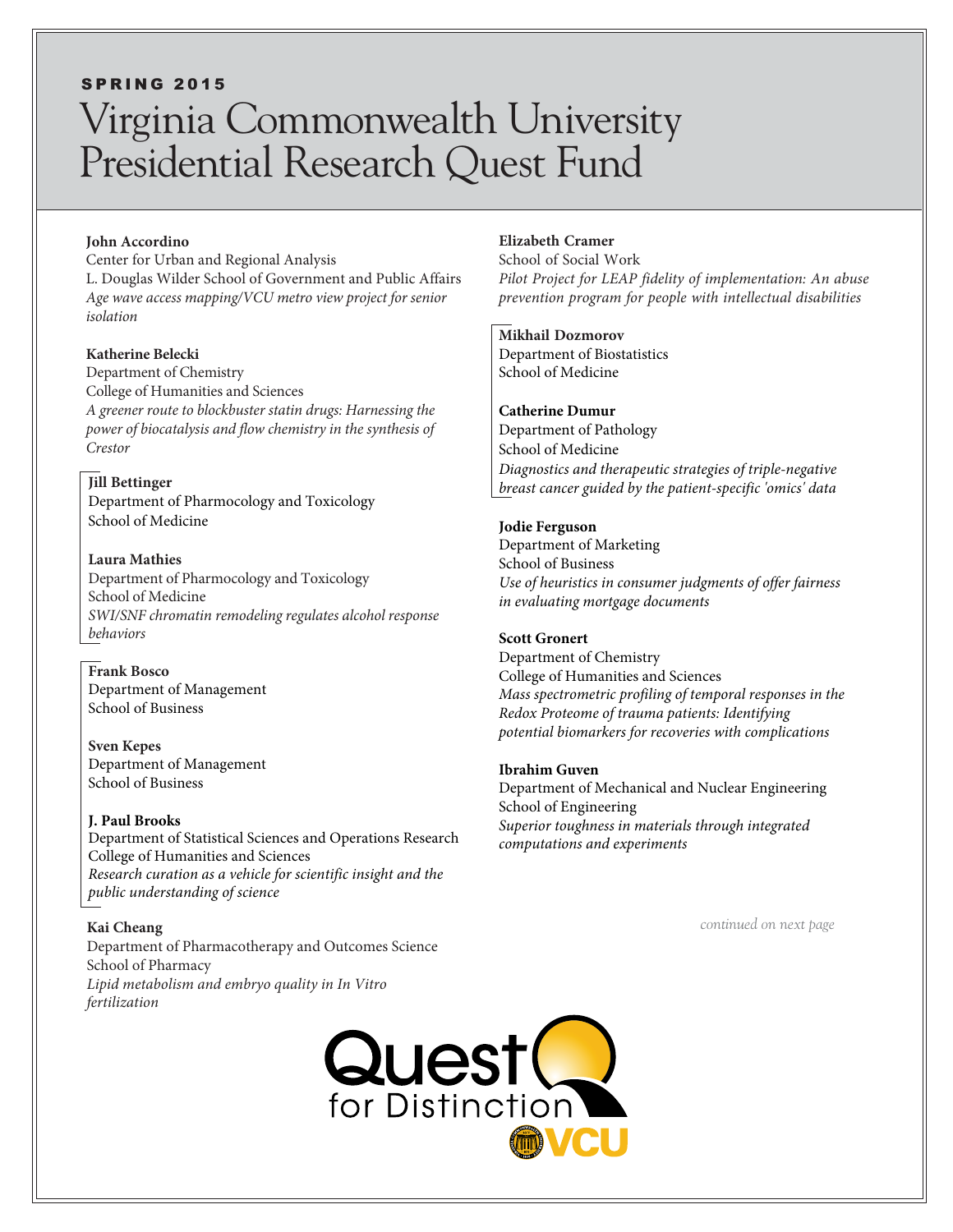SPRING 2015

# Virginia Commonwealth University Presidential Research Quest Fund

**John Accordino**
Center for Urban and Regional Analysis
L. Douglas Wilder School of Government and Public Affairs
*Age wave access mapping/VCU metro view project for senior isolation*

**Katherine Belecki**
Department of Chemistry
College of Humanities and Sciences
*A greener route to blockbuster statin drugs: Harnessing the power of biocatalysis and flow chemistry in the synthesis of Crestor*

**Jill Bettinger**
Department of Pharmocology and Toxicology
School of Medicine

**Laura Mathies**
Department of Pharmocology and Toxicology
School of Medicine
*SWI/SNF chromatin remodeling regulates alcohol response behaviors*

**Frank Bosco**
Department of Management
School of Business

**Sven Kepes**
Department of Management
School of Business

**J. Paul Brooks**
Department of Statistical Sciences and Operations Research
College of Humanities and Sciences
*Research curation as a vehicle for scientific insight and the public understanding of science*

**Kai Cheang**
Department of Pharmacotherapy and Outcomes Science
School of Pharmacy
*Lipid metabolism and embryo quality in In Vitro fertilization*

**Elizabeth Cramer**
School of Social Work
*Pilot Project for LEAP fidelity of implementation: An abuse prevention program for people with intellectual disabilities*

**Mikhail Dozmorov**
Department of Biostatistics
School of Medicine

**Catherine Dumur**
Department of Pathology
School of Medicine
*Diagnostics and therapeutic strategies of triple-negative breast cancer guided by the patient-specific 'omics' data*

**Jodie Ferguson**
Department of Marketing
School of Business
*Use of heuristics in consumer judgments of offer fairness in evaluating mortgage documents*

**Scott Gronert**
Department of Chemistry
College of Humanities and Sciences
*Mass spectrometric profiling of temporal responses in the Redox Proteome of trauma patients: Identifying potential biomarkers for recoveries with complications*

**Ibrahim Guven**
Department of Mechanical and Nuclear Engineering
School of Engineering
*Superior toughness in materials through integrated computations and experiments*

*continued on next page*

Quest for Distinction VCU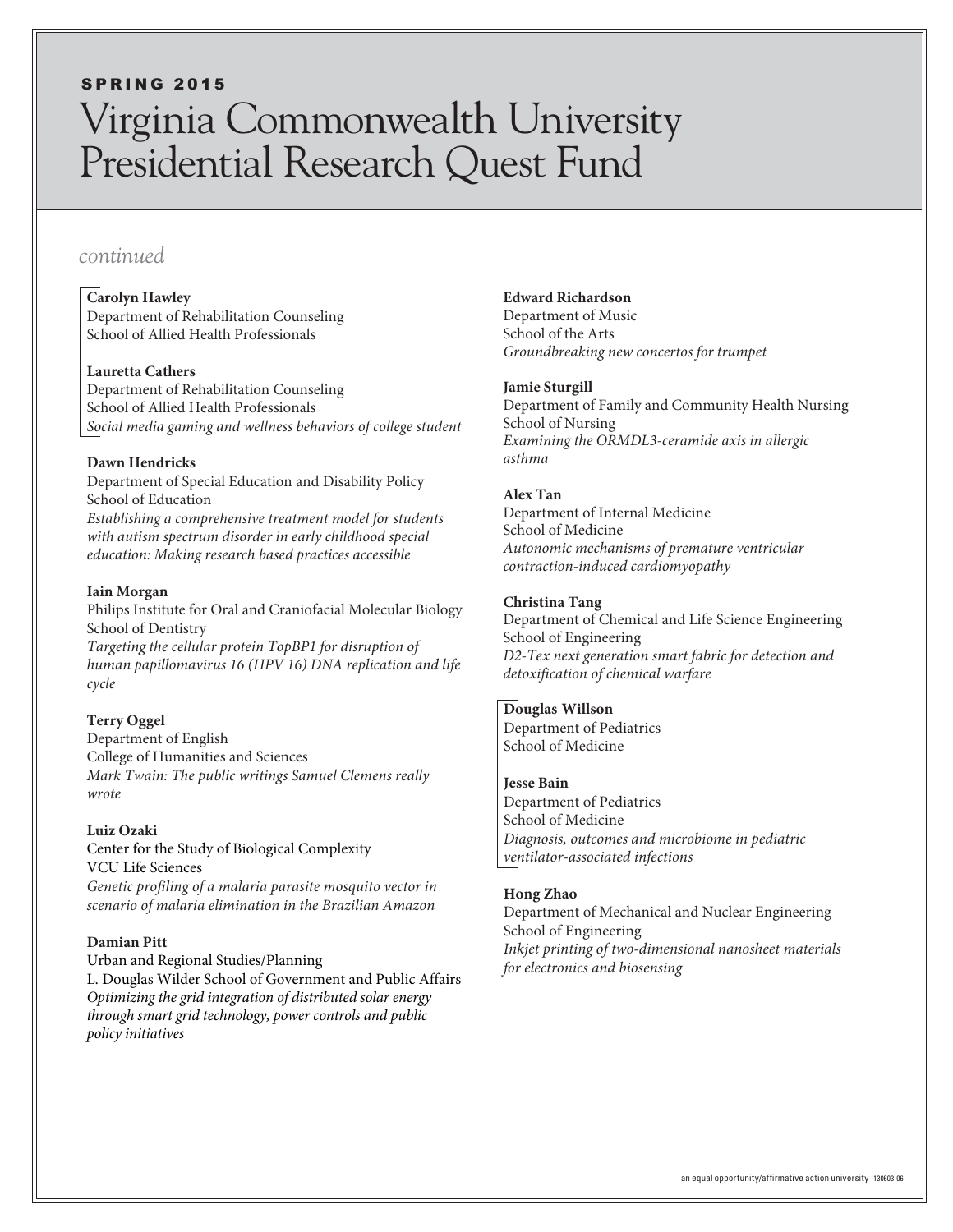**SPRING 2015**

# Virginia Commonwealth University Presidential Research Quest Fund

*continued*

**Carolyn Hawley**
Department of Rehabilitation Counseling
School of Allied Health Professionals

**Lauretta Cathers**
Department of Rehabilitation Counseling
School of Allied Health Professionals
*Social media gaming and wellness behaviors of college student*

**Dawn Hendricks**
Department of Special Education and Disability Policy
School of Education
*Establishing a comprehensive treatment model for students with autism spectrum disorder in early childhood special education: Making research based practices accessible*

**Iain Morgan**
Philips Institute for Oral and Craniofacial Molecular Biology
School of Dentistry
*Targeting the cellular protein TopBP1 for disruption of human papillomavirus 16 (HPV 16) DNA replication and life cycle*

**Terry Oggel**
Department of English
College of Humanities and Sciences
*Mark Twain: The public writings Samuel Clemens really wrote*

**Luiz Ozaki**
Center for the Study of Biological Complexity
VCU Life Sciences
*Genetic profiling of a malaria parasite mosquito vector in scenario of malaria elimination in the Brazilian Amazon*

**Damian Pitt**
Urban and Regional Studies/Planning
L. Douglas Wilder School of Government and Public Affairs
*Optimizing the grid integration of distributed solar energy through smart grid technology, power controls and public policy initiatives*

**Edward Richardson**
Department of Music
School of the Arts
*Groundbreaking new concertos for trumpet*

**Jamie Sturgill**
Department of Family and Community Health Nursing
School of Nursing
*Examining the ORMDL3-ceramide axis in allergic asthma*

**Alex Tan**
Department of Internal Medicine
School of Medicine
*Autonomic mechanisms of premature ventricular contraction-induced cardiomyopathy*

**Christina Tang**
Department of Chemical and Life Science Engineering
School of Engineering
*D2-Tex next generation smart fabric for detection and detoxification of chemical warfare*

**Douglas Willson**
Department of Pediatrics
School of Medicine

**Jesse Bain**
Department of Pediatrics
School of Medicine
*Diagnosis, outcomes and microbiome in pediatric ventilator-associated infections*

**Hong Zhao**
Department of Mechanical and Nuclear Engineering
School of Engineering
*Inkjet printing of two-dimensional nanosheet materials for electronics and biosensing*

an equal opportunity/affirmative action university 130603-06